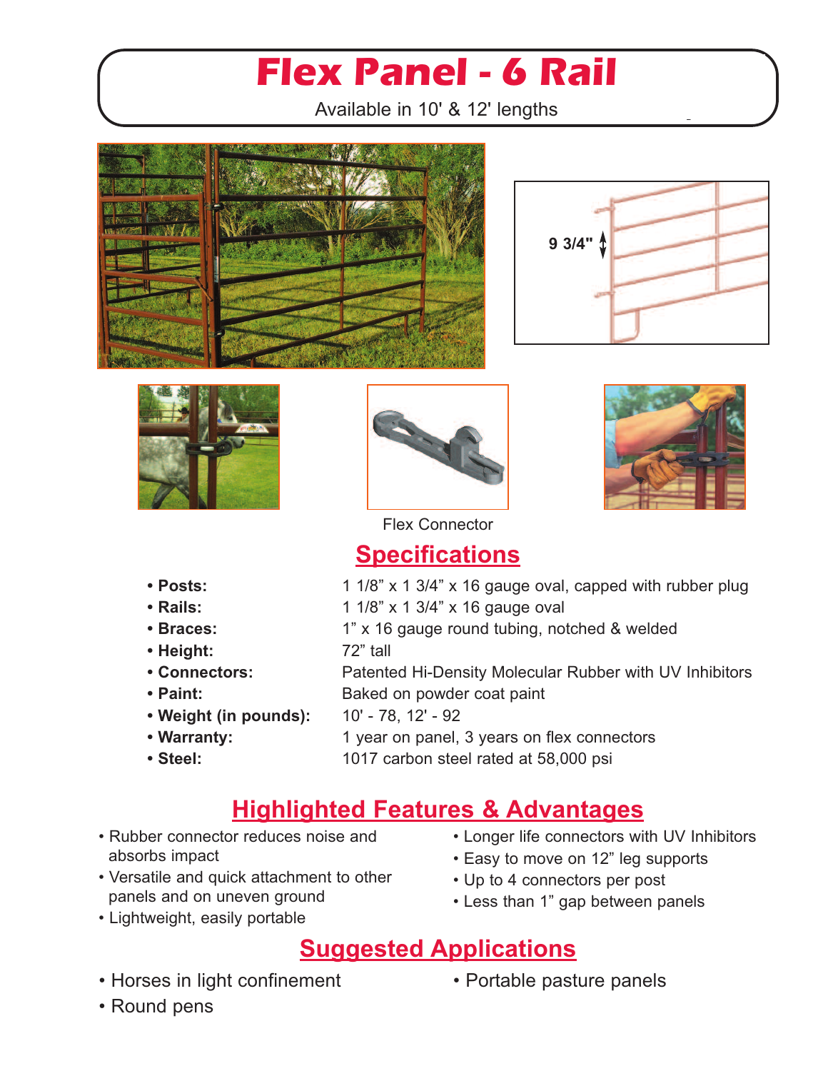# Flex Panel - 6 Rail

Available in 10' & 12' lengths

9 3/4"

Flex Connector

## Specifications

- **Posts:** 1 1/8” x 1 3/4” x 16 gauge oval, capped with rubber plug
- **Rails:** 1 1/8” x 1 3/4” x 16 gauge oval
- **Braces:** 1” x 16 gauge round tubing, notched & welded
- **Height:** 72” tall
- **Connectors:** Patented Hi-Density Molecular Rubber with UV Inhibitors
- **Paint:** Baked on powder coat paint
- **Weight (in pounds):** 10' - 78, 12' - 92
- **Warranty:** 1 year on panel, 3 years on flex connectors
- **Steel:** 1017 carbon steel rated at 58,000 psi

## Highlighted Features & Advantages

- Rubber connector reduces noise and absorbs impact
- Versatile and quick attachment to other panels and on uneven ground
- Lightweight, easily portable
- Longer life connectors with UV Inhibitors
- Easy to move on 12” leg supports
- Up to 4 connectors per post
- Less than 1” gap between panels

## Suggested Applications

- Horses in light confinement
- Round pens
- Portable pasture panels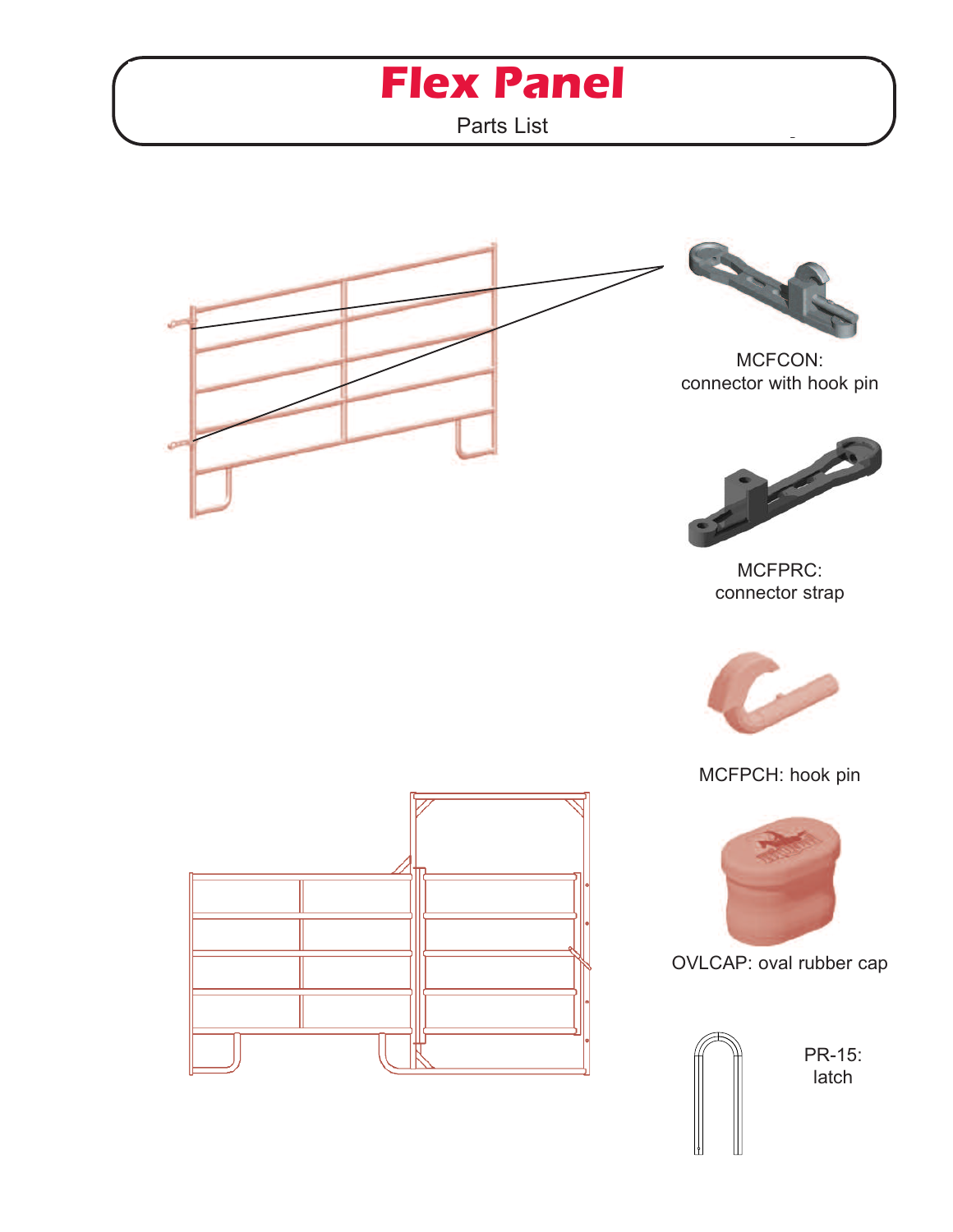# Flex Panel

Parts List

MCFCON:
connector with hook pin

MCFPRC:
connector strap

MCFPCH: hook pin

OVLCAP: oval rubber cap

PR-15:
latch